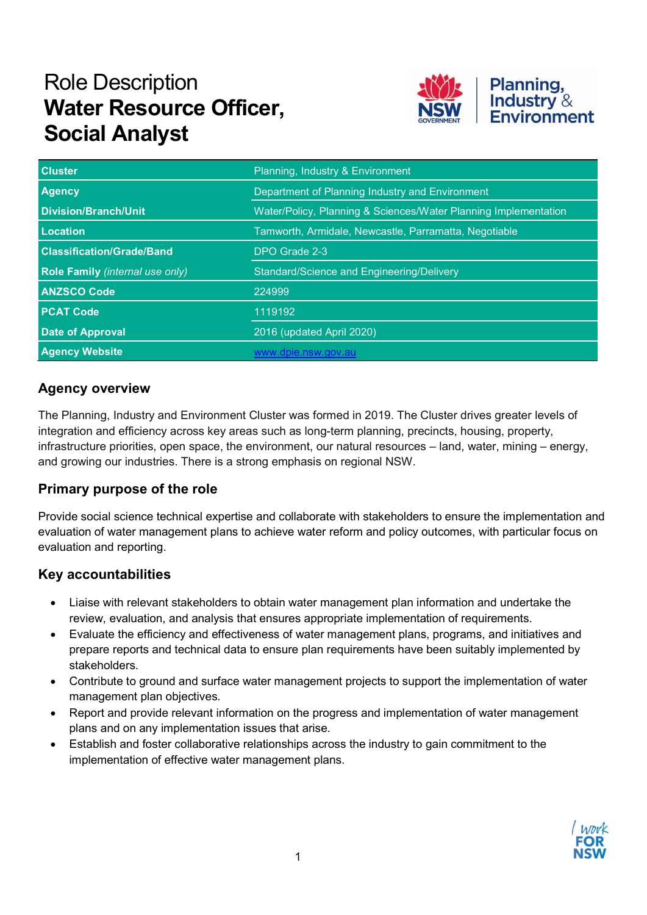# Role Description
# Water Resource Officer, Social Analyst

| | |
|---|---|
| **Cluster** | Planning, Industry & Environment |
| **Agency** | Department of Planning Industry and Environment |
| **Division/Branch/Unit** | Water/Policy, Planning & Sciences/Water Planning Implementation |
| **Location** | Tamworth, Armidale, Newcastle, Parramatta, Negotiable |
| **Classification/Grade/Band** | DPO Grade 2-3 |
| **Role Family** *(internal use only)* | Standard/Science and Engineering/Delivery |
| **ANZSCO Code** | 224999 |
| **PCAT Code** | 1119192 |
| **Date of Approval** | 2016 (updated April 2020) |
| **Agency Website** | [www.dpie.nsw.gov.au](http://www.dpie.nsw.gov.au) |

## Agency overview

The Planning, Industry and Environment Cluster was formed in 2019. The Cluster drives greater levels of integration and efficiency across key areas such as long-term planning, precincts, housing, property, infrastructure priorities, open space, the environment, our natural resources – land, water, mining – energy, and growing our industries. There is a strong emphasis on regional NSW.

## Primary purpose of the role

Provide social science technical expertise and collaborate with stakeholders to ensure the implementation and evaluation of water management plans to achieve water reform and policy outcomes, with particular focus on evaluation and reporting.

## Key accountabilities

- Liaise with relevant stakeholders to obtain water management plan information and undertake the review, evaluation, and analysis that ensures appropriate implementation of requirements.
- Evaluate the efficiency and effectiveness of water management plans, programs, and initiatives and prepare reports and technical data to ensure plan requirements have been suitably implemented by stakeholders.
- Contribute to ground and surface water management projects to support the implementation of water management plan objectives.
- Report and provide relevant information on the progress and implementation of water management plans and on any implementation issues that arise.
- Establish and foster collaborative relationships across the industry to gain commitment to the implementation of effective water management plans.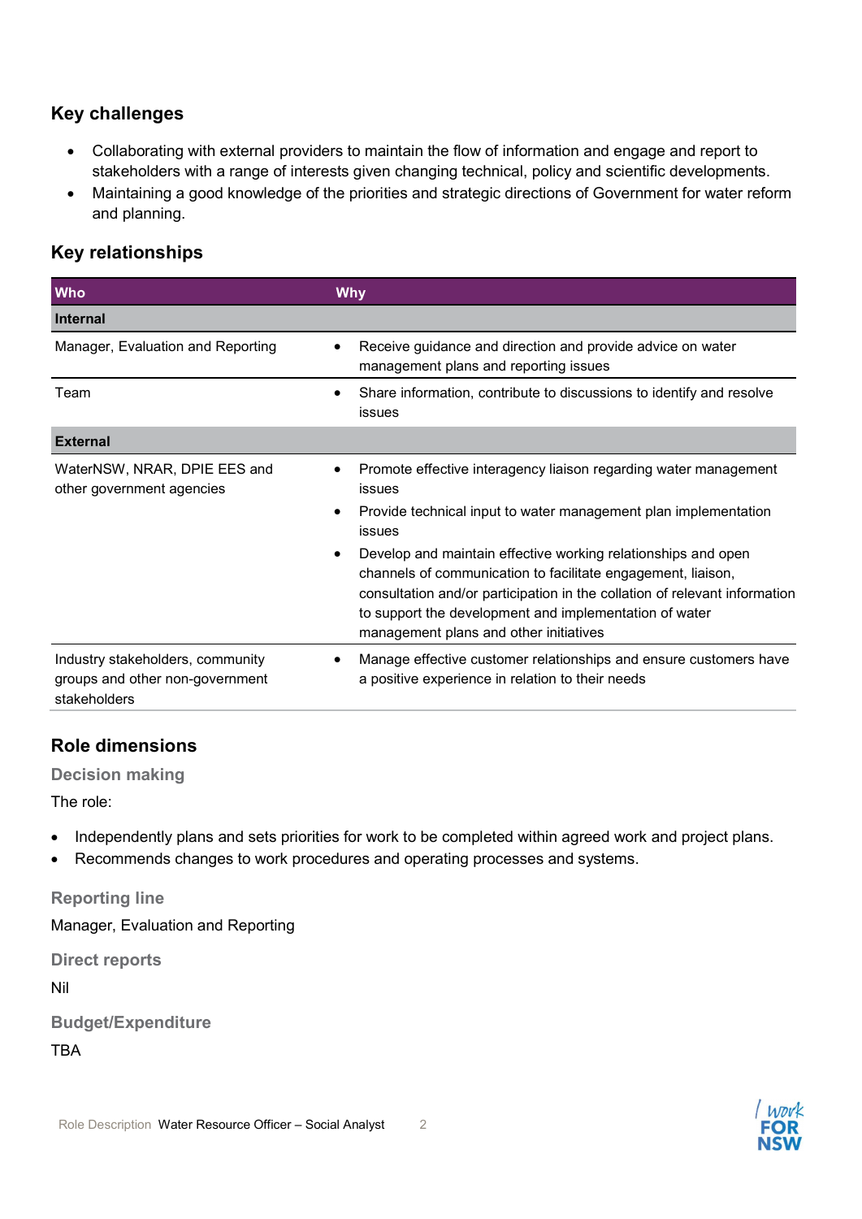## Key challenges

- Collaborating with external providers to maintain the flow of information and engage and report to stakeholders with a range of interests given changing technical, policy and scientific developments.
- Maintaining a good knowledge of the priorities and strategic directions of Government for water reform and planning.

## Key relationships

| Who | Why |
|---|---|
| **Internal** | |
| Manager, Evaluation and Reporting | • Receive guidance and direction and provide advice on water management plans and reporting issues |
| Team | • Share information, contribute to discussions to identify and resolve issues |
| **External** | |
| WaterNSW, NRAR, DPIE EES and other government agencies | • Promote effective interagency liaison regarding water management issues<br>• Provide technical input to water management plan implementation issues<br>• Develop and maintain effective working relationships and open channels of communication to facilitate engagement, liaison, consultation and/or participation in the collation of relevant information to support the development and implementation of water management plans and other initiatives |
| Industry stakeholders, community groups and other non-government stakeholders | • Manage effective customer relationships and ensure customers have a positive experience in relation to their needs |

## Role dimensions

### Decision making

The role:

- Independently plans and sets priorities for work to be completed within agreed work and project plans.
- Recommends changes to work procedures and operating processes and systems.

### Reporting line

Manager, Evaluation and Reporting

### Direct reports

Nil

### Budget/Expenditure

TBA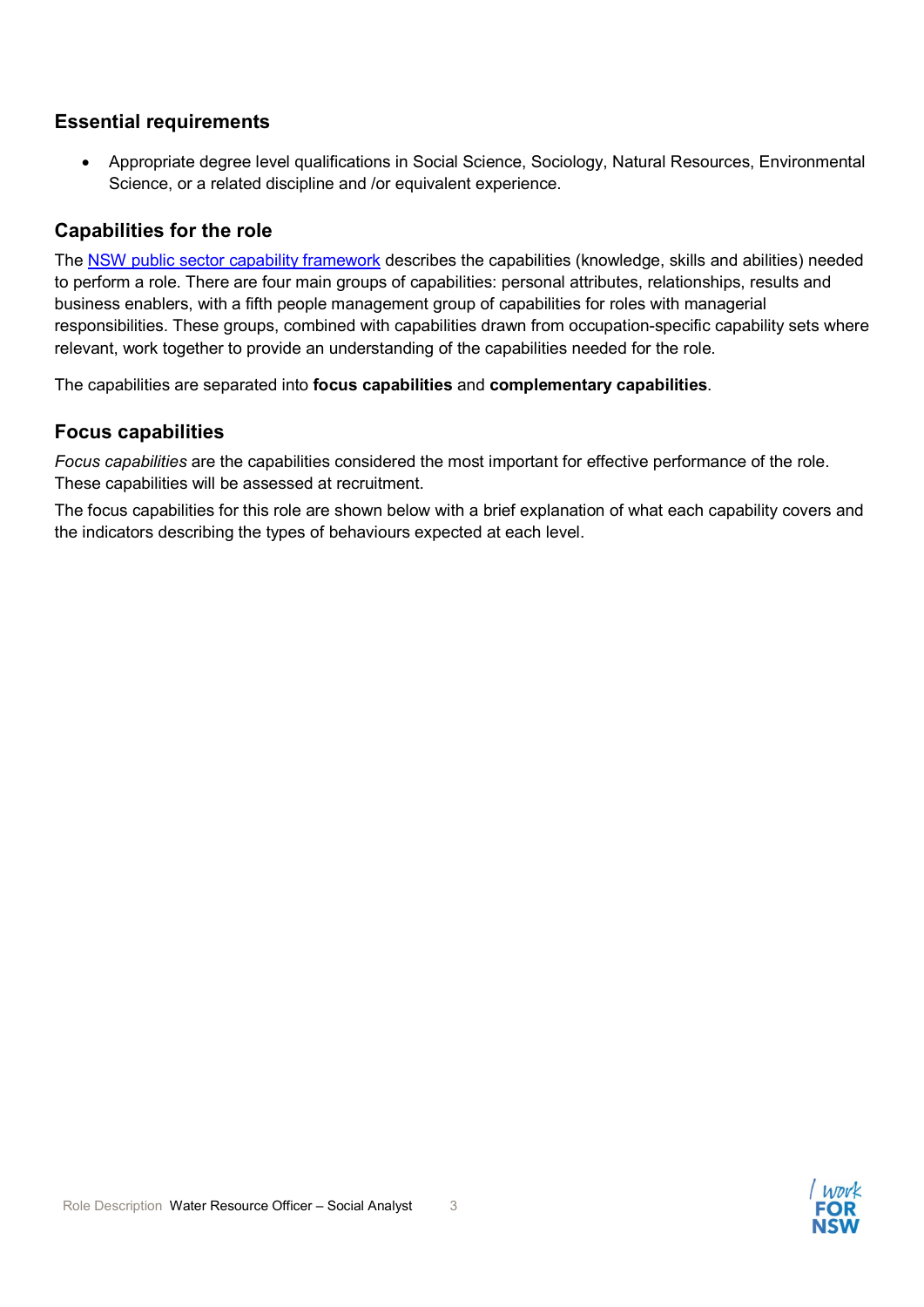## Essential requirements

- Appropriate degree level qualifications in Social Science, Sociology, Natural Resources, Environmental Science, or a related discipline and /or equivalent experience.

## Capabilities for the role

The [NSW public sector capability framework](NSW public sector capability framework) describes the capabilities (knowledge, skills and abilities) needed to perform a role. There are four main groups of capabilities: personal attributes, relationships, results and business enablers, with a fifth people management group of capabilities for roles with managerial responsibilities. These groups, combined with capabilities drawn from occupation-specific capability sets where relevant, work together to provide an understanding of the capabilities needed for the role.

The capabilities are separated into **focus capabilities** and **complementary capabilities**.

## Focus capabilities

*Focus capabilities* are the capabilities considered the most important for effective performance of the role. These capabilities will be assessed at recruitment.

The focus capabilities for this role are shown below with a brief explanation of what each capability covers and the indicators describing the types of behaviours expected at each level.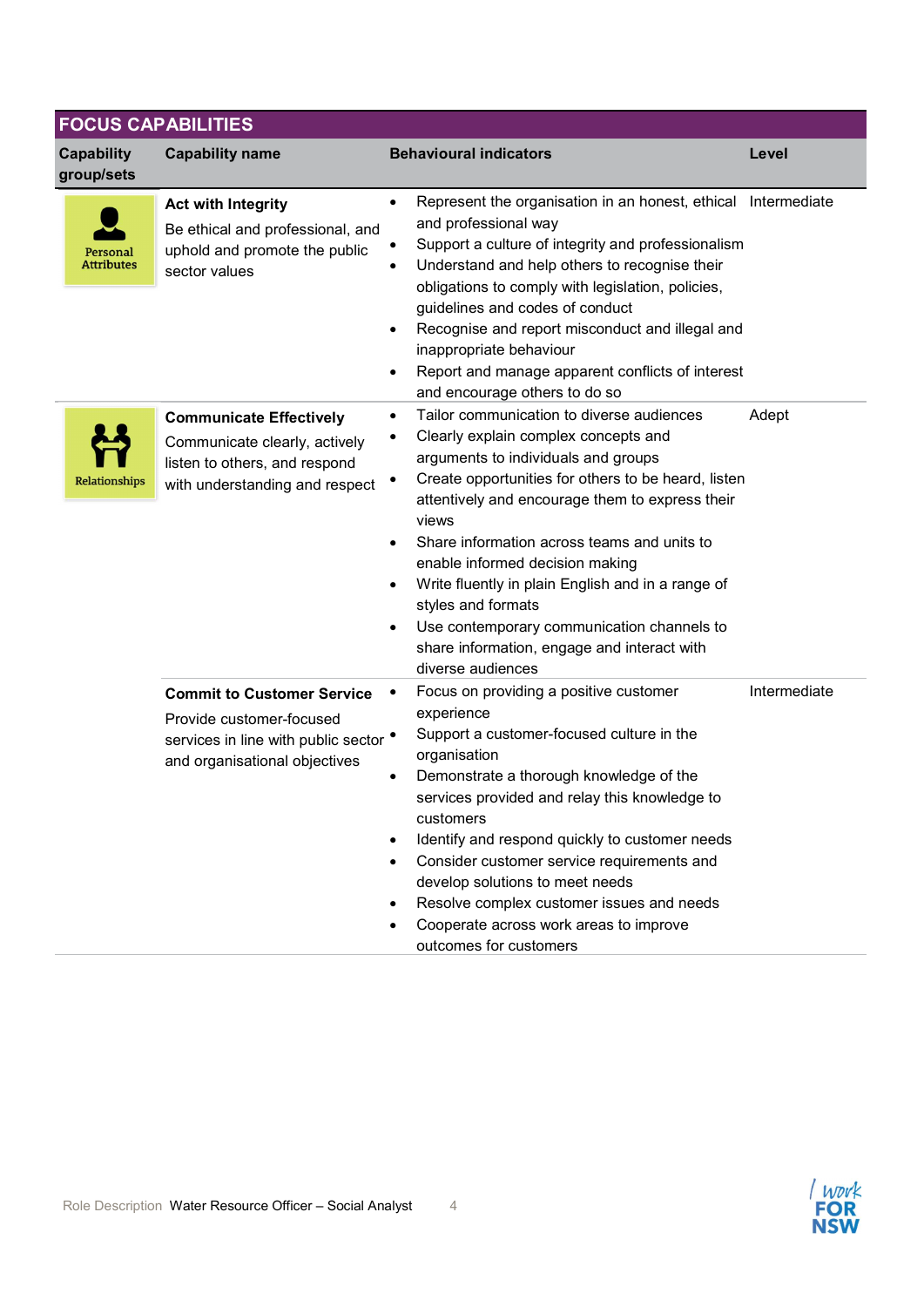## FOCUS CAPABILITIES

| Capability group/sets | Capability name | Behavioural indicators | Level |
|---|---|---|---|
| Personal Attributes | **Act with Integrity**<br>Be ethical and professional, and uphold and promote the public sector values | • Represent the organisation in an honest, ethical and professional way<br>• Support a culture of integrity and professionalism<br>• Understand and help others to recognise their obligations to comply with legislation, policies, guidelines and codes of conduct<br>• Recognise and report misconduct and illegal and inappropriate behaviour<br>• Report and manage apparent conflicts of interest and encourage others to do so | Intermediate |
| Relationships | **Communicate Effectively**<br>Communicate clearly, actively listen to others, and respond with understanding and respect | • Tailor communication to diverse audiences<br>• Clearly explain complex concepts and arguments to individuals and groups<br>• Create opportunities for others to be heard, listen attentively and encourage them to express their views<br>• Share information across teams and units to enable informed decision making<br>• Write fluently in plain English and in a range of styles and formats<br>• Use contemporary communication channels to share information, engage and interact with diverse audiences | Adept |
| | **Commit to Customer Service**<br>Provide customer-focused services in line with public sector and organisational objectives | • Focus on providing a positive customer experience<br>• Support a customer-focused culture in the organisation<br>• Demonstrate a thorough knowledge of the services provided and relay this knowledge to customers<br>• Identify and respond quickly to customer needs<br>• Consider customer service requirements and develop solutions to meet needs<br>• Resolve complex customer issues and needs<br>• Cooperate across work areas to improve outcomes for customers | Intermediate |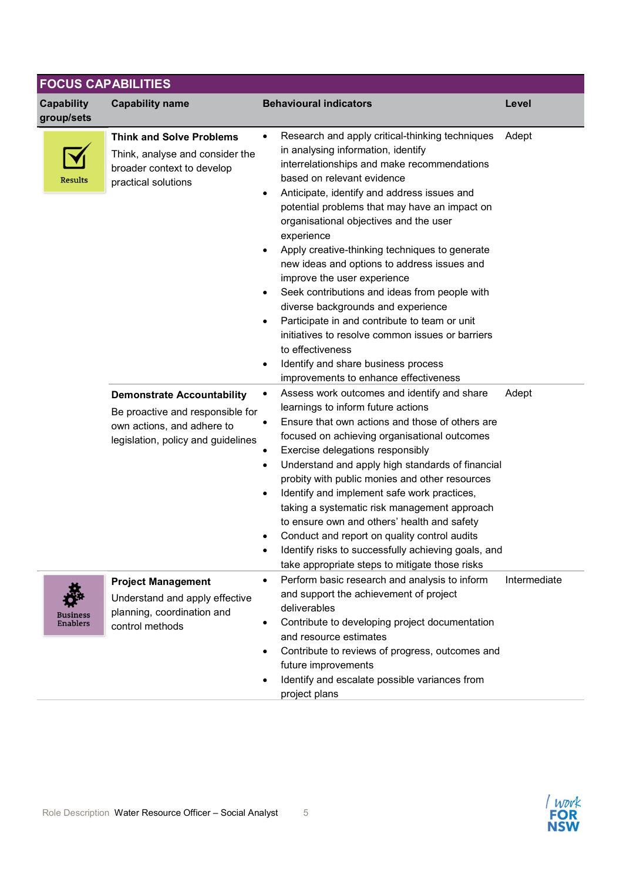## FOCUS CAPABILITIES

| Capability group/sets | Capability name | Behavioural indicators | Level |
|---|---|---|---|
| Results | **Think and Solve Problems**<br>Think, analyse and consider the broader context to develop practical solutions | • Research and apply critical-thinking techniques in analysing information, identify interrelationships and make recommendations based on relevant evidence<br>• Anticipate, identify and address issues and potential problems that may have an impact on organisational objectives and the user experience<br>• Apply creative-thinking techniques to generate new ideas and options to address issues and improve the user experience<br>• Seek contributions and ideas from people with diverse backgrounds and experience<br>• Participate in and contribute to team or unit initiatives to resolve common issues or barriers to effectiveness<br>• Identify and share business process improvements to enhance effectiveness | Adept |
| | **Demonstrate Accountability**<br>Be proactive and responsible for own actions, and adhere to legislation, policy and guidelines | • Assess work outcomes and identify and share learnings to inform future actions<br>• Ensure that own actions and those of others are focused on achieving organisational outcomes<br>• Exercise delegations responsibly<br>• Understand and apply high standards of financial probity with public monies and other resources<br>• Identify and implement safe work practices, taking a systematic risk management approach to ensure own and others' health and safety<br>• Conduct and report on quality control audits<br>• Identify risks to successfully achieving goals, and take appropriate steps to mitigate those risks | Adept |
| Business Enablers | **Project Management**<br>Understand and apply effective planning, coordination and control methods | • Perform basic research and analysis to inform and support the achievement of project deliverables<br>• Contribute to developing project documentation and resource estimates<br>• Contribute to reviews of progress, outcomes and future improvements<br>• Identify and escalate possible variances from project plans | Intermediate |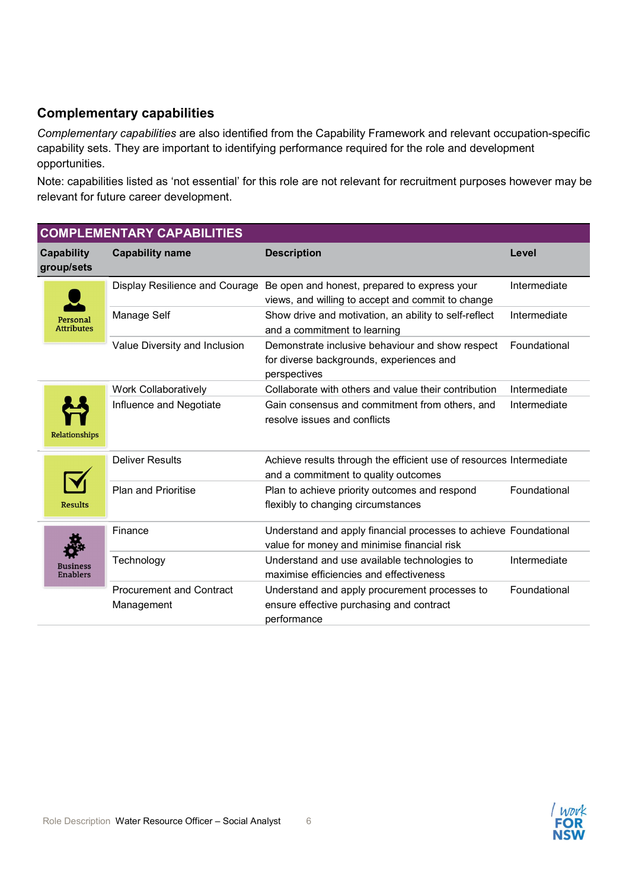## Complementary capabilities

*Complementary capabilities* are also identified from the Capability Framework and relevant occupation-specific capability sets. They are important to identifying performance required for the role and development opportunities.

Note: capabilities listed as 'not essential' for this role are not relevant for recruitment purposes however may be relevant for future career development.

| COMPLEMENTARY CAPABILITIES | | | |
|---|---|---|---|
| **Capability group/sets** | **Capability name** | **Description** | **Level** |
| Personal Attributes | Display Resilience and Courage | Be open and honest, prepared to express your views, and willing to accept and commit to change | Intermediate |
| | Manage Self | Show drive and motivation, an ability to self-reflect and a commitment to learning | Intermediate |
| | Value Diversity and Inclusion | Demonstrate inclusive behaviour and show respect for diverse backgrounds, experiences and perspectives | Foundational |
| Relationships | Work Collaboratively | Collaborate with others and value their contribution | Intermediate |
| | Influence and Negotiate | Gain consensus and commitment from others, and resolve issues and conflicts | Intermediate |
| Results | Deliver Results | Achieve results through the efficient use of resources and a commitment to quality outcomes | Intermediate |
| | Plan and Prioritise | Plan to achieve priority outcomes and respond flexibly to changing circumstances | Foundational |
| Business Enablers | Finance | Understand and apply financial processes to achieve value for money and minimise financial risk | Foundational |
| | Technology | Understand and use available technologies to maximise efficiencies and effectiveness | Intermediate |
| | Procurement and Contract Management | Understand and apply procurement processes to ensure effective purchasing and contract performance | Foundational |